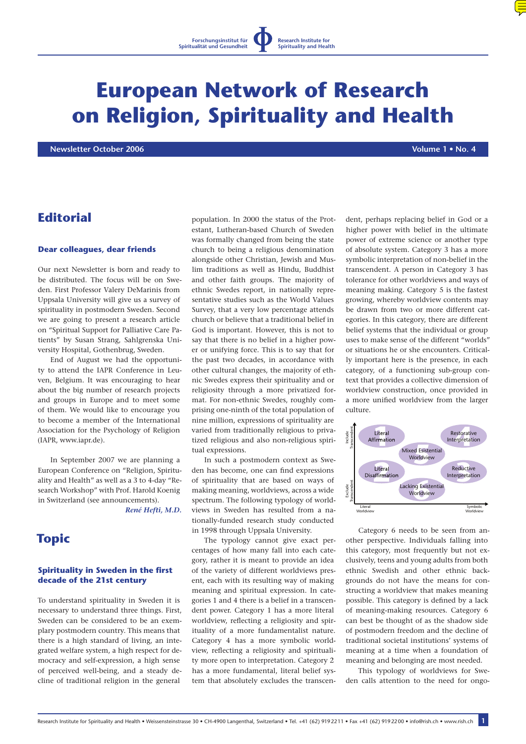Forschungsinstitut für Spiritualität und Gesundheit | Research Institute for Spirituality and Health

# European Network of Research on Religion, Spirituality and Health

**Newsletter October 2006** — **Volume 1 • No. 4**

## Editorial

### Dear colleagues, dear friends

Our next Newsletter is born and ready to be distributed. The focus will be on Sweden. First Professor Valery DeMarinis from Uppsala University will give us a survey of spirituality in postmodern Sweden. Second we are going to present a research article on "Spiritual Support for Palliative Care Patients" by Susan Strang, Sahlgrenska University Hospital, Gothenbrug, Sweden.

End of August we had the opportunity to attend the IAPR Conference in Leuven, Belgium. It was encouraging to hear about the big number of research projects and groups in Europe and to meet some of them. We would like to encourage you to become a member of the International Association for the Psychology of Religion (IAPR, www.iapr.de).

In September 2007 we are planning a European Conference on "Religion, Spirituality and Health" as well as a 3 to 4-day "Research Workshop" with Prof. Harold Koenig in Switzerland (see announcements).

*René Hefti, M.D.*

## Topic

### Spirituality in Sweden in the first decade of the 21st century

To understand spirituality in Sweden it is necessary to understand three things. First, Sweden can be considered to be an exemplary postmodern country. This means that there is a high standard of living, an integrated welfare system, a high respect for democracy and self-expression, a high sense of perceived well-being, and a steady decline of traditional religion in the general population. In 2000 the status of the Protestant, Lutheran-based Church of Sweden was formally changed from being the state church to being a religious denomination alongside other Christian, Jewish and Muslim traditions as well as Hindu, Buddhist and other faith groups. The majority of ethnic Swedes report, in nationally representative studies such as the World Values Survey, that a very low percentage attends church or believe that a traditional belief in God is important. However, this is not to say that there is no belief in a higher power or unifying force. This is to say that for the past two decades, in accordance with other cultural changes, the majority of ethnic Swedes express their spirituality and or religiosity through a more privatized format. For non-ethnic Swedes, roughly comprising one-ninth of the total population of nine million, expressions of spirituality are varied from traditionally religious to privatized religious and also non-religious spiritual expressions.

In such a postmodern context as Sweden has become, one can find expressions of spirituality that are based on ways of making meaning, worldviews, across a wide spectrum. The following typology of worldviews in Sweden has resulted from a nationally-funded research study conducted in 1998 through Uppsala University.

The typology cannot give exact percentages of how many fall into each category, rather it is meant to provide an idea of the variety of different worldviews present, each with its resulting way of making meaning and spiritual expression. In categories 1 and 4 there is a belief in a transcendent power. Category 1 has a more literal worldview, reflecting a religiosity and spirituality of a more fundamentalist nature. Category 4 has a more symbolic worldview, reflecting a religiosity and spirituality more open to interpretation. Category 2 has a more fundamental, literal belief system that absolutely excludes the transcendent, perhaps replacing belief in God or a higher power with belief in the ultimate power of extreme science or another type of absolute system. Category 3 has a more symbolic interpretation of non-belief in the transcendent. A person in Category 3 has tolerance for other worldviews and ways of meaning making. Category 5 is the fastest growing, whereby worldview contents may be drawn from two or more different categories. In this category, there are different belief systems that the individual or group uses to make sense of the different "worlds" or situations he or she encounters. Critically important here is the presence, in each category, of a functioning sub-group context that provides a collective dimension of worldview construction, once provided in a more unified worldview from the larger culture.

| | Literal Worldview | | Symbolic Worldview |
|---|---|---|---|
| Include Transcendent | 1 Literal Affirmation | 5 Mixed Existential Worldview | 4 Restorative Interpretation |
| Exclude Transcendent | 2 Literal Disaffirmation | 6 Lacking Existential Worldview | 3 Reductive Interpretation |

Category 6 needs to be seen from another perspective. Individuals falling into this category, most frequently but not exclusively, teens and young adults from both ethnic Swedish and other ethnic backgrounds do not have the means for constructing a worldview that makes meaning possible. This category is defined by a lack of meaning-making resources. Category 6 can best be thought of as the shadow side of postmodern freedom and the decline of traditional societal institutions' systems of meaning at a time when a foundation of meaning and belonging are most needed.

This typology of worldviews for Sweden calls attention to the need for ongo-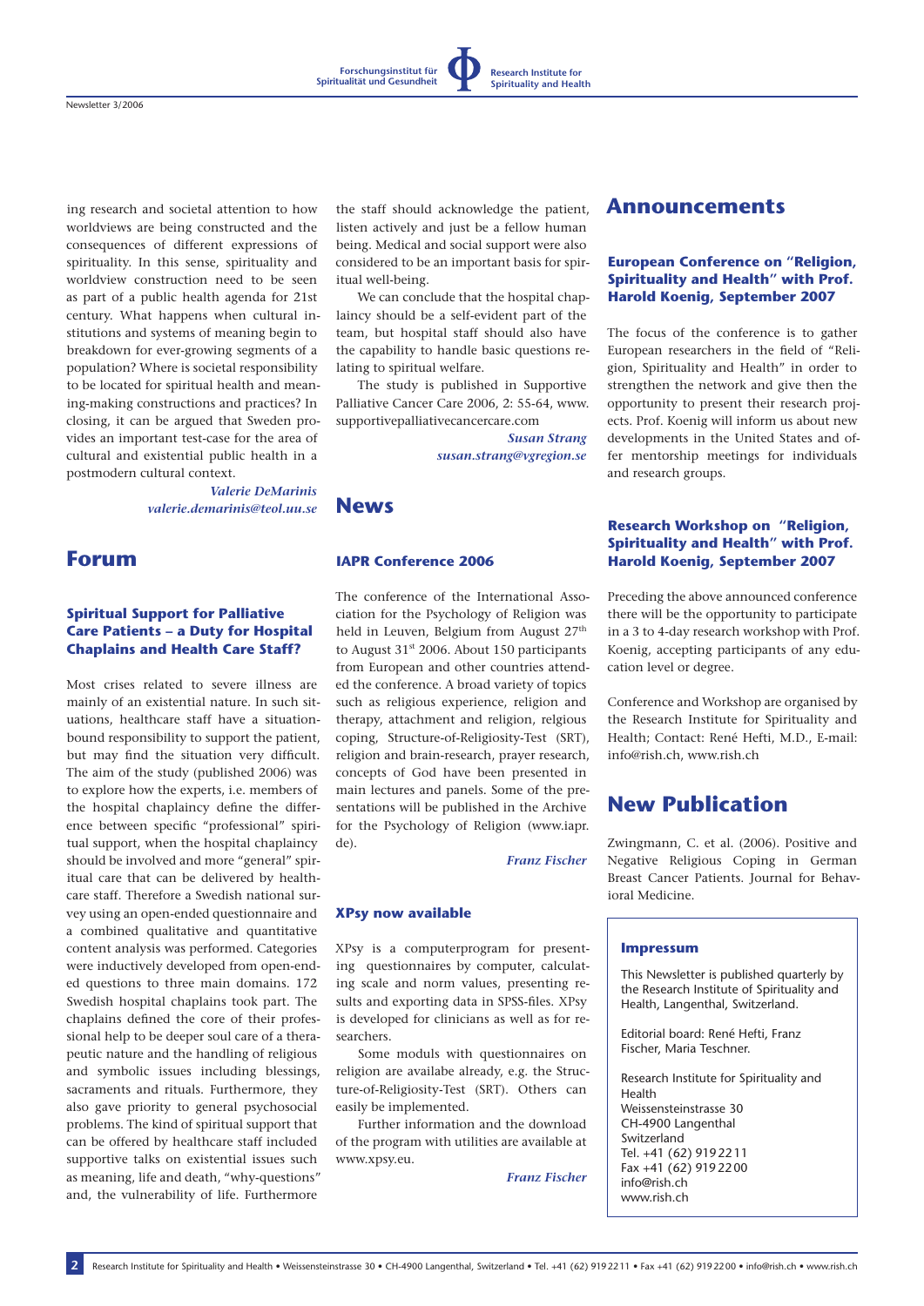ing research and societal attention to how worldviews are being constructed and the consequences of different expressions of spirituality. In this sense, spirituality and worldview construction need to be seen as part of a public health agenda for 21st century. What happens when cultural institutions and systems of meaning begin to breakdown for ever-growing segments of a population? Where is societal responsibility to be located for spiritual health and meaning-making constructions and practices? In closing, it can be argued that Sweden provides an important test-case for the area of cultural and existential public health in a postmodern cultural context.

*Valerie DeMarinis*
*valerie.demarinis@teol.uu.se*

## Forum

### Spiritual Support for Palliative Care Patients – a Duty for Hospital Chaplains and Health Care Staff?

Most crises related to severe illness are mainly of an existential nature. In such situations, healthcare staff have a situation-bound responsibility to support the patient, but may find the situation very difficult. The aim of the study (published 2006) was to explore how the experts, i.e. members of the hospital chaplaincy define the difference between specific "professional" spiritual support, when the hospital chaplaincy should be involved and more "general" spiritual care that can be delivered by healthcare staff. Therefore a Swedish national survey using an open-ended questionnaire and a combined qualitative and quantitative content analysis was performed. Categories were inductively developed from open-ended questions to three main domains. 172 Swedish hospital chaplains took part. The chaplains defined the core of their professional help to be deeper soul care of a therapeutic nature and the handling of religious and symbolic issues including blessings, sacraments and rituals. Furthermore, they also gave priority to general psychosocial problems. The kind of spiritual support that can be offered by healthcare staff included supportive talks on existential issues such as meaning, life and death, "why-questions" and, the vulnerability of life. Furthermore the staff should acknowledge the patient, listen actively and just be a fellow human being. Medical and social support were also considered to be an important basis for spiritual well-being.

We can conclude that the hospital chaplaincy should be a self-evident part of the team, but hospital staff should also have the capability to handle basic questions relating to spiritual welfare.

The study is published in Supportive Palliative Cancer Care 2006, 2: 55-64, www.supportivepalliativecancercare.com

*Susan Strang*
*susan.strang@vgregion.se*

## News

### IAPR Conference 2006

The conference of the International Association for the Psychology of Religion was held in Leuven, Belgium from August 27th to August 31st 2006. About 150 participants from European and other countries attended the conference. A broad variety of topics such as religious experience, religion and therapy, attachment and religion, relgious coping, Structure-of-Religiosity-Test (SRT), religion and brain-research, prayer research, concepts of God have been presented in main lectures and panels. Some of the presentations will be published in the Archive for the Psychology of Religion (www.iapr.de).

*Franz Fischer*

### XPsy now available

XPsy is a computerprogram for presenting questionnaires by computer, calculating scale and norm values, presenting results and exporting data in SPSS-files. XPsy is developed for clinicians as well as for researchers.

Some moduls with questionnaires on religion are availabe already, e.g. the Structure-of-Religiosity-Test (SRT). Others can easily be implemented.

Further information and the download of the program with utilities are available at www.xpsy.eu.

*Franz Fischer*

## Announcements

### European Conference on "Religion, Spirituality and Health" with Prof. Harold Koenig, September 2007

The focus of the conference is to gather European researchers in the field of "Religion, Spirituality and Health" in order to strengthen the network and give then the opportunity to present their research projects. Prof. Koenig will inform us about new developments in the United States and offer mentorship meetings for individuals and research groups.

### Research Workshop on "Religion, Spirituality and Health" with Prof. Harold Koenig, September 2007

Preceding the above announced conference there will be the opportunity to participate in a 3 to 4-day research workshop with Prof. Koenig, accepting participants of any education level or degree.

Conference and Workshop are organised by the Research Institute for Spirituality and Health; Contact: René Hefti, M.D., E-mail: info@rish.ch, www.rish.ch

## New Publication

Zwingmann, C. et al. (2006). Positive and Negative Religious Coping in German Breast Cancer Patients. Journal for Behavioral Medicine.

### Impressum

This Newsletter is published quarterly by the Research Institute of Spirituality and Health, Langenthal, Switzerland.

Editorial board: René Hefti, Franz Fischer, Maria Teschner.

Research Institute for Spirituality and Health
Weissensteinstrasse 30
CH-4900 Langenthal
Switzerland
Tel. +41 (62) 919 22 11
Fax +41 (62) 919 22 00
info@rish.ch
www.rish.ch